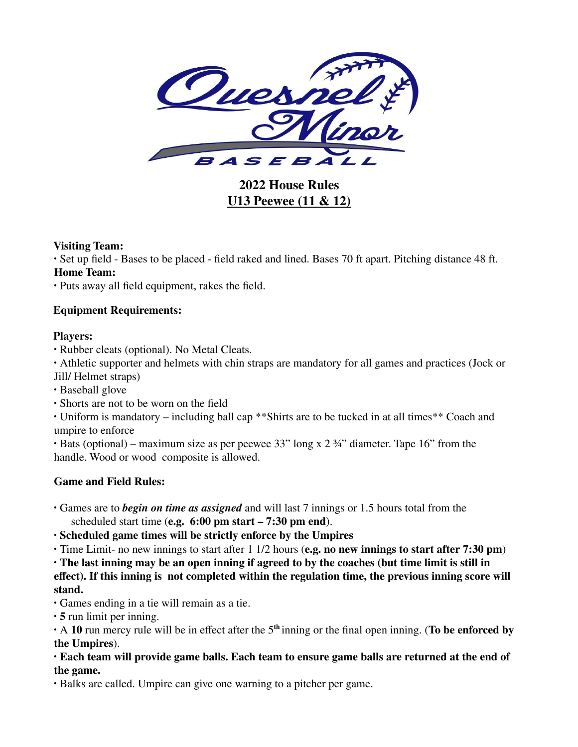# 2022 House Rules
# U13 Peewee (11 & 12)

**Visiting Team:**

- Set up field - Bases to be placed - field raked and lined. Bases 70 ft apart. Pitching distance 48 ft.

**Home Team:**

- Puts away all field equipment, rakes the field.

**Equipment Requirements:**

**Players:**

- Rubber cleats (optional). No Metal Cleats.
- Athletic supporter and helmets with chin straps are mandatory for all games and practices (Jock or Jill/ Helmet straps)
- Baseball glove
- Shorts are not to be worn on the field
- Uniform is mandatory – including ball cap **Shirts are to be tucked in at all times** Coach and umpire to enforce
- Bats (optional) – maximum size as per peewee 33" long x 2 ¾" diameter. Tape 16" from the handle. Wood or wood composite is allowed.

**Game and Field Rules:**

- Games are to ***begin on time as assigned*** and will last 7 innings or 1.5 hours total from the scheduled start time (**e.g. 6:00 pm start – 7:30 pm end**).
- **Scheduled game times will be strictly enforce by the Umpires**
- Time Limit- no new innings to start after 1 1/2 hours (**e.g. no new innings to start after 7:30 pm**)
- **The last inning may be an open inning if agreed to by the coaches (but time limit is still in effect). If this inning is not completed within the regulation time, the previous inning score will stand.**
- Games ending in a tie will remain as a tie.
- **5** run limit per inning.
- A **10** run mercy rule will be in effect after the 5th inning or the final open inning. (**To be enforced by the Umpires**).
- **Each team will provide game balls. Each team to ensure game balls are returned at the end of the game.**
- Balks are called. Umpire can give one warning to a pitcher per game.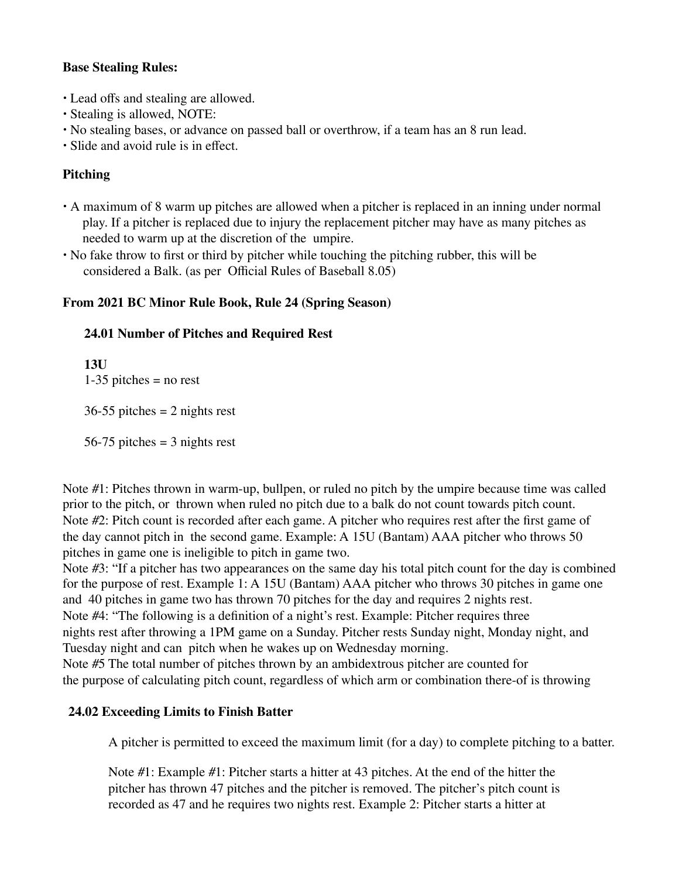**Base Stealing Rules:**

- Lead offs and stealing are allowed.
- Stealing is allowed, NOTE:
- No stealing bases, or advance on passed ball or overthrow, if a team has an 8 run lead.
- Slide and avoid rule is in effect.

**Pitching**

- A maximum of 8 warm up pitches are allowed when a pitcher is replaced in an inning under normal play. If a pitcher is replaced due to injury the replacement pitcher may have as many pitches as needed to warm up at the discretion of the umpire.
- No fake throw to first or third by pitcher while touching the pitching rubber, this will be considered a Balk. (as per Official Rules of Baseball 8.05)

**From 2021 BC Minor Rule Book, Rule 24 (Spring Season)**

**24.01 Number of Pitches and Required Rest**

**13U**

1-35 pitches = no rest

36-55 pitches = 2 nights rest

56-75 pitches = 3 nights rest

Note #1: Pitches thrown in warm-up, bullpen, or ruled no pitch by the umpire because time was called prior to the pitch, or thrown when ruled no pitch due to a balk do not count towards pitch count.
Note #2: Pitch count is recorded after each game. A pitcher who requires rest after the first game of the day cannot pitch in the second game. Example: A 15U (Bantam) AAA pitcher who throws 50 pitches in game one is ineligible to pitch in game two.
Note #3: "If a pitcher has two appearances on the same day his total pitch count for the day is combined for the purpose of rest. Example 1: A 15U (Bantam) AAA pitcher who throws 30 pitches in game one and 40 pitches in game two has thrown 70 pitches for the day and requires 2 nights rest.
Note #4: "The following is a definition of a night's rest. Example: Pitcher requires three nights rest after throwing a 1PM game on a Sunday. Pitcher rests Sunday night, Monday night, and Tuesday night and can pitch when he wakes up on Wednesday morning.
Note #5 The total number of pitches thrown by an ambidextrous pitcher are counted for the purpose of calculating pitch count, regardless of which arm or combination there-of is throwing

**24.02 Exceeding Limits to Finish Batter**

A pitcher is permitted to exceed the maximum limit (for a day) to complete pitching to a batter.

Note #1: Example #1: Pitcher starts a hitter at 43 pitches. At the end of the hitter the pitcher has thrown 47 pitches and the pitcher is removed. The pitcher's pitch count is recorded as 47 and he requires two nights rest. Example 2: Pitcher starts a hitter at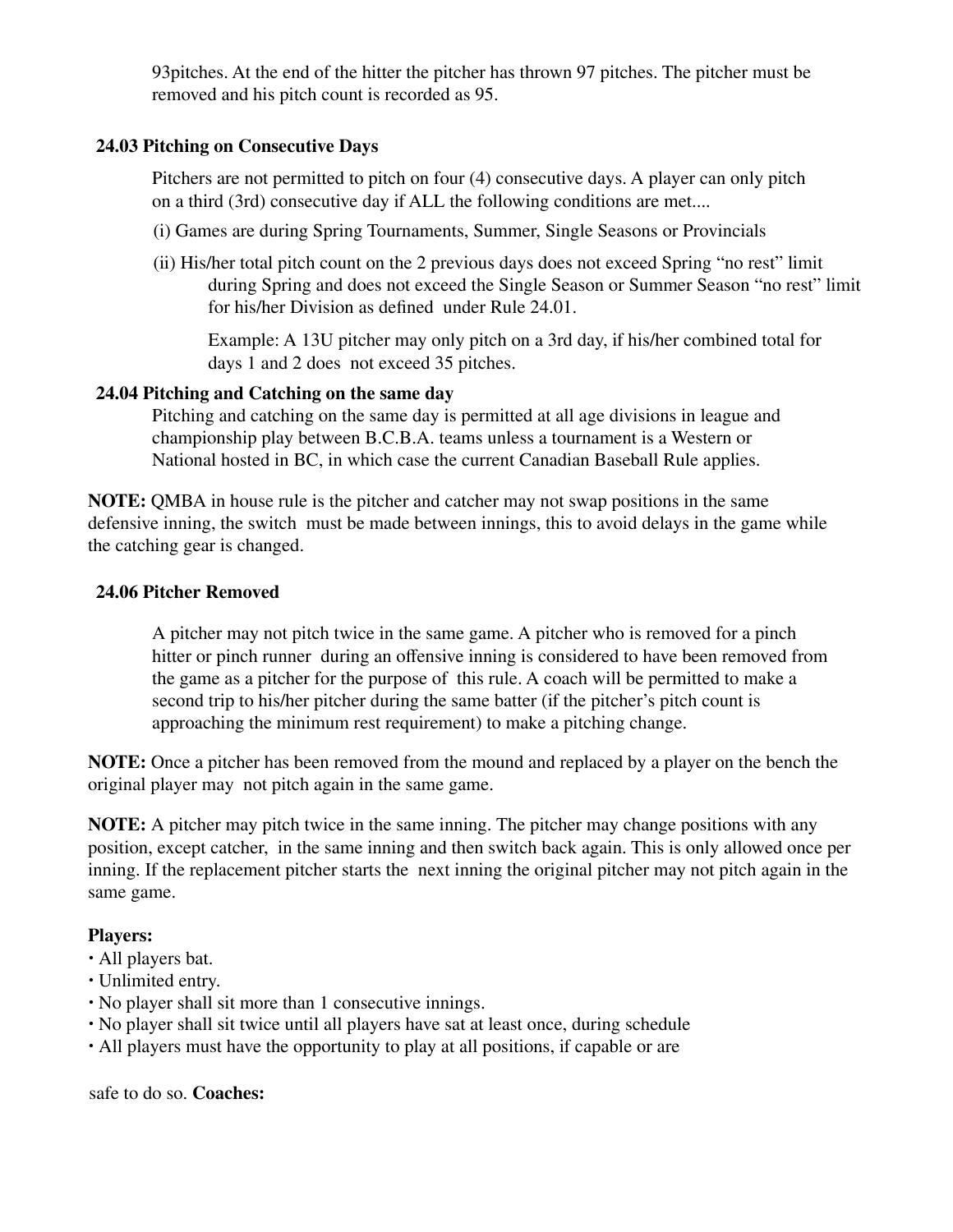93pitches. At the end of the hitter the pitcher has thrown 97 pitches. The pitcher must be removed and his pitch count is recorded as 95.

### 24.03 Pitching on Consecutive Days

Pitchers are not permitted to pitch on four (4) consecutive days. A player can only pitch on a third (3rd) consecutive day if ALL the following conditions are met....

(i) Games are during Spring Tournaments, Summer, Single Seasons or Provincials

(ii) His/her total pitch count on the 2 previous days does not exceed Spring "no rest" limit during Spring and does not exceed the Single Season or Summer Season "no rest" limit for his/her Division as defined under Rule 24.01.

Example: A 13U pitcher may only pitch on a 3rd day, if his/her combined total for days 1 and 2 does not exceed 35 pitches.

### 24.04 Pitching and Catching on the same day

Pitching and catching on the same day is permitted at all age divisions in league and championship play between B.C.B.A. teams unless a tournament is a Western or National hosted in BC, in which case the current Canadian Baseball Rule applies.

**NOTE:** QMBA in house rule is the pitcher and catcher may not swap positions in the same defensive inning, the switch must be made between innings, this to avoid delays in the game while the catching gear is changed.

### 24.06 Pitcher Removed

A pitcher may not pitch twice in the same game. A pitcher who is removed for a pinch hitter or pinch runner during an offensive inning is considered to have been removed from the game as a pitcher for the purpose of this rule. A coach will be permitted to make a second trip to his/her pitcher during the same batter (if the pitcher's pitch count is approaching the minimum rest requirement) to make a pitching change.

**NOTE:** Once a pitcher has been removed from the mound and replaced by a player on the bench the original player may not pitch again in the same game.

**NOTE:** A pitcher may pitch twice in the same inning. The pitcher may change positions with any position, except catcher, in the same inning and then switch back again. This is only allowed once per inning. If the replacement pitcher starts the next inning the original pitcher may not pitch again in the same game.

**Players:**

- All players bat.
- Unlimited entry.
- No player shall sit more than 1 consecutive innings.
- No player shall sit twice until all players have sat at least once, during schedule
- All players must have the opportunity to play at all positions, if capable or are safe to do so.

**Coaches:**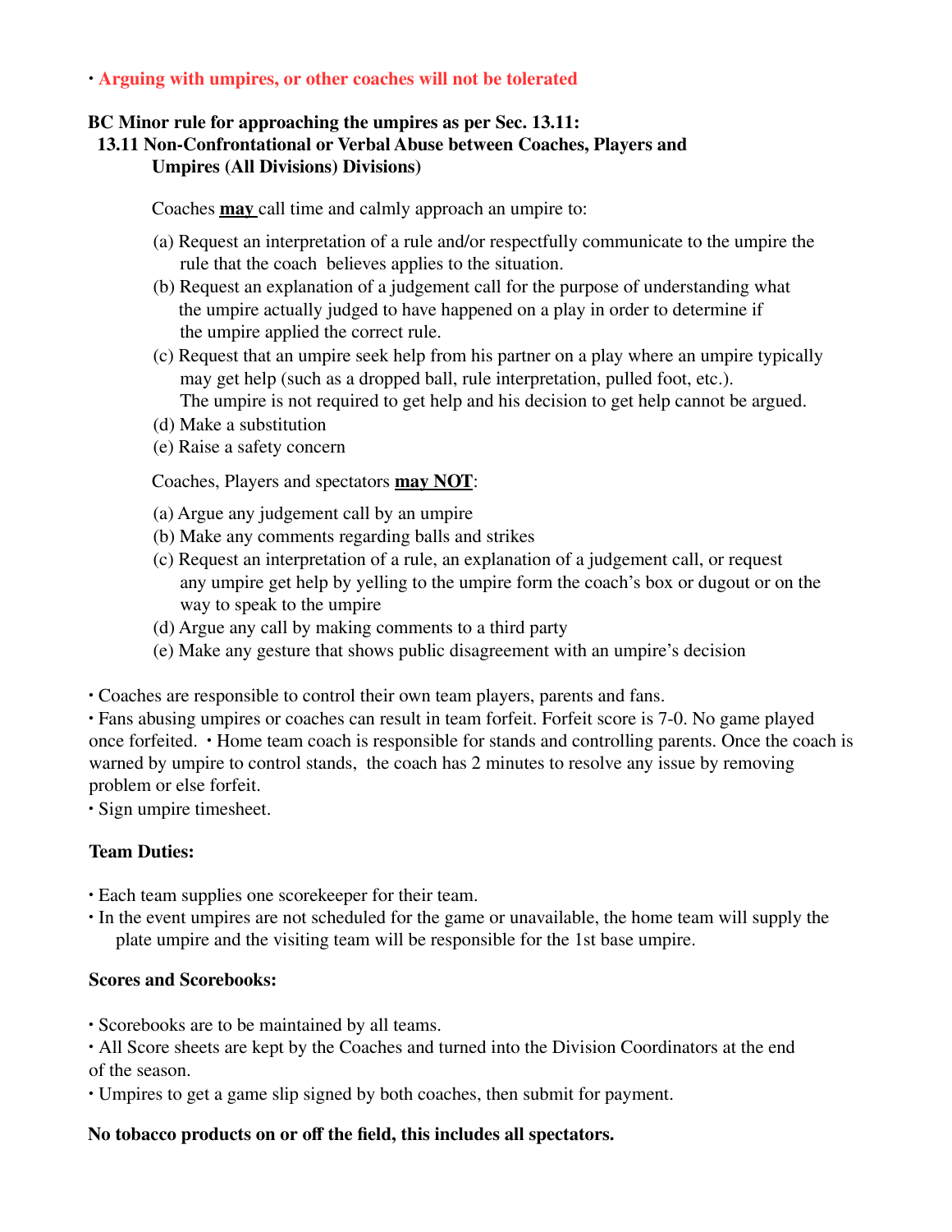- **Arguing with umpires, or other coaches will not be tolerated**

**BC Minor rule for approaching the umpires as per Sec. 13.11:**
**13.11 Non-Confrontational or Verbal Abuse between Coaches, Players and Umpires (All Divisions) Divisions)**

Coaches **may** call time and calmly approach an umpire to:

(a) Request an interpretation of a rule and/or respectfully communicate to the umpire the rule that the coach believes applies to the situation.
(b) Request an explanation of a judgement call for the purpose of understanding what the umpire actually judged to have happened on a play in order to determine if the umpire applied the correct rule.
(c) Request that an umpire seek help from his partner on a play where an umpire typically may get help (such as a dropped ball, rule interpretation, pulled foot, etc.). The umpire is not required to get help and his decision to get help cannot be argued.
(d) Make a substitution
(e) Raise a safety concern

Coaches, Players and spectators **may NOT**:

(a) Argue any judgement call by an umpire
(b) Make any comments regarding balls and strikes
(c) Request an interpretation of a rule, an explanation of a judgement call, or request any umpire get help by yelling to the umpire form the coach's box or dugout or on the way to speak to the umpire
(d) Argue any call by making comments to a third party
(e) Make any gesture that shows public disagreement with an umpire's decision

- Coaches are responsible to control their own team players, parents and fans.
- Fans abusing umpires or coaches can result in team forfeit. Forfeit score is 7-0. No game played once forfeited. • Home team coach is responsible for stands and controlling parents. Once the coach is warned by umpire to control stands, the coach has 2 minutes to resolve any issue by removing problem or else forfeit.
- Sign umpire timesheet.

**Team Duties:**

- Each team supplies one scorekeeper for their team.
- In the event umpires are not scheduled for the game or unavailable, the home team will supply the plate umpire and the visiting team will be responsible for the 1st base umpire.

**Scores and Scorebooks:**

- Scorebooks are to be maintained by all teams.
- All Score sheets are kept by the Coaches and turned into the Division Coordinators at the end of the season.
- Umpires to get a game slip signed by both coaches, then submit for payment.

**No tobacco products on or off the field, this includes all spectators.**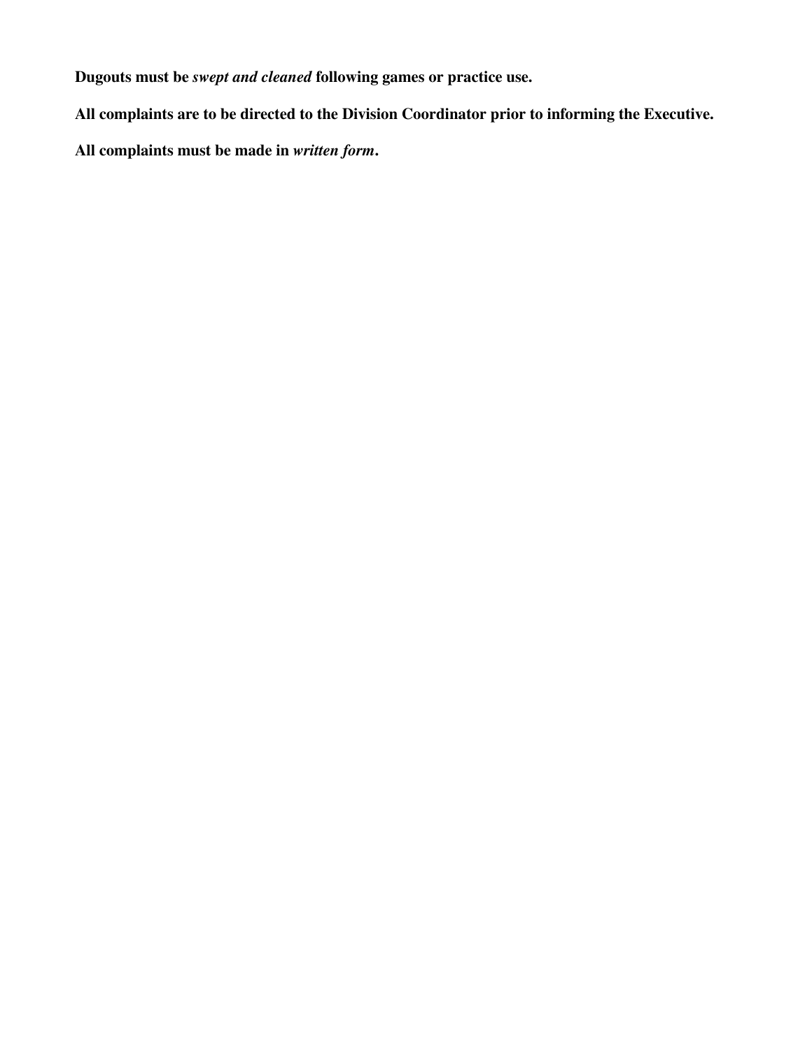**Dugouts must be *swept and cleaned* following games or practice use.**

**All complaints are to be directed to the Division Coordinator prior to informing the Executive.**

**All complaints must be made in *written form*.**